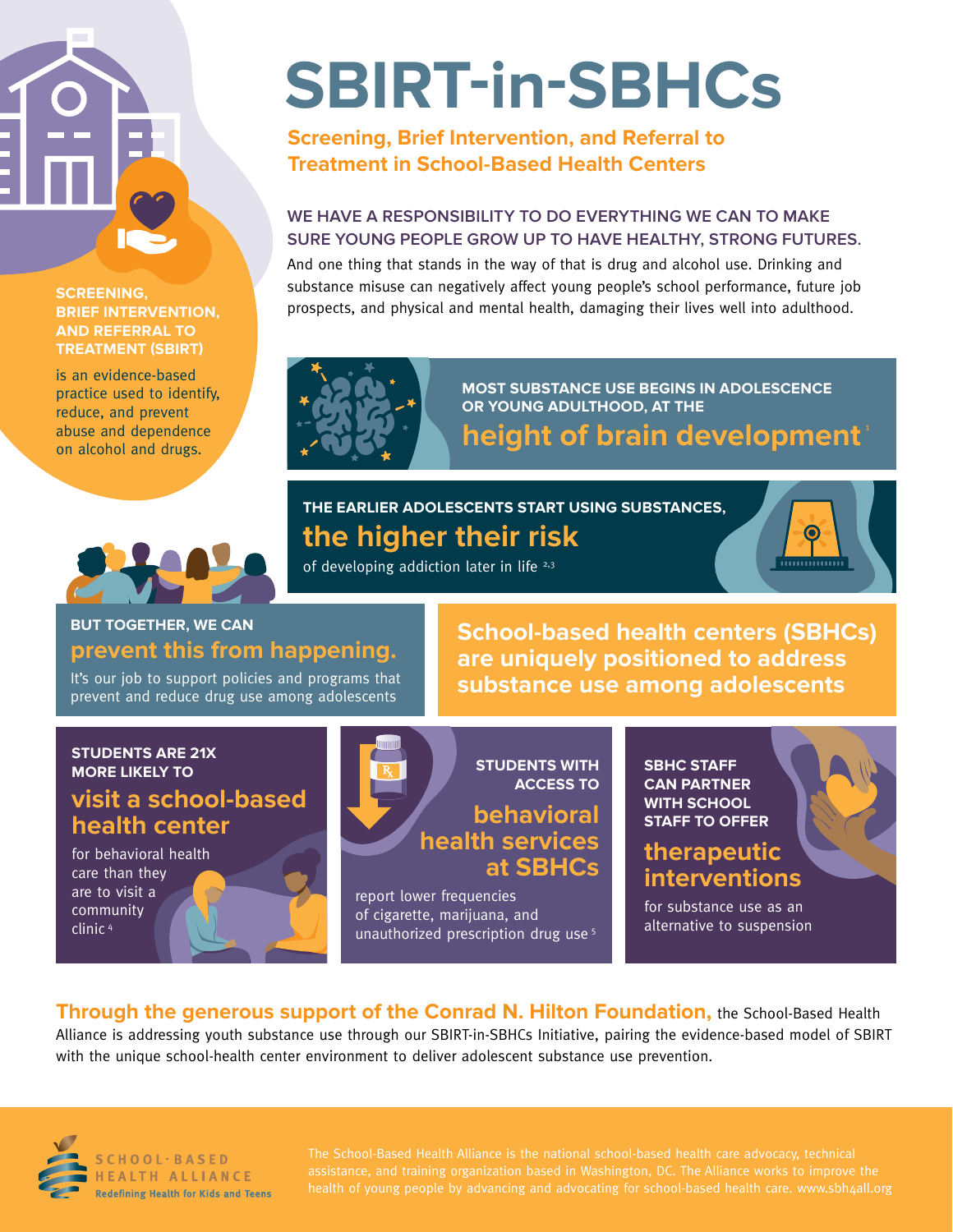# SBIRT-in-SBHCs

## Screening, Brief Intervention, and Referral to Treatment in School-Based Health Centers

**SCREENING, BRIEF INTERVENTION, AND REFERRAL TO TREATMENT (SBIRT)**

is an evidence-based practice used to identify, reduce, and prevent abuse and dependence on alcohol and drugs.

### WE HAVE A RESPONSIBILITY TO DO EVERYTHING WE CAN TO MAKE SURE YOUNG PEOPLE GROW UP TO HAVE HEALTHY, STRONG FUTURES.

And one thing that stands in the way of that is drug and alcohol use. Drinking and substance misuse can negatively affect young people's school performance, future job prospects, and physical and mental health, damaging their lives well into adulthood.

**MOST SUBSTANCE USE BEGINS IN ADOLESCENCE OR YOUNG ADULTHOOD, AT THE**

**height of brain development** [1]

**THE EARLIER ADOLESCENTS START USING SUBSTANCES,**

**the higher their risk**

of developing addiction later in life [2,3]

**BUT TOGETHER, WE CAN**

**prevent this from happening.**

It's our job to support policies and programs that prevent and reduce drug use among adolescents

**School-based health centers (SBHCs) are uniquely positioned to address substance use among adolescents**

**STUDENTS ARE 21X MORE LIKELY TO**

**visit a school-based health center**

for behavioral health care than they are to visit a community clinic [4]

**STUDENTS WITH ACCESS TO**

**behavioral health services at SBHCs**

report lower frequencies of cigarette, marijuana, and unauthorized prescription drug use [5]

**SBHC STAFF CAN PARTNER WITH SCHOOL STAFF TO OFFER**

**therapeutic interventions**

for substance use as an alternative to suspension

**Through the generous support of the Conrad N. Hilton Foundation,** the School-Based Health Alliance is addressing youth substance use through our SBIRT-in-SBHCs Initiative, pairing the evidence-based model of SBIRT with the unique school-health center environment to deliver adolescent substance use prevention.

SCHOOL-BASED HEALTH ALLIANCE
Redefining Health for Kids and Teens

The School-Based Health Alliance is the national school-based health care advocacy, technical assistance, and training organization based in Washington, DC. The Alliance works to improve the health of young people by advancing and advocating for school-based health care. www.sbh4all.org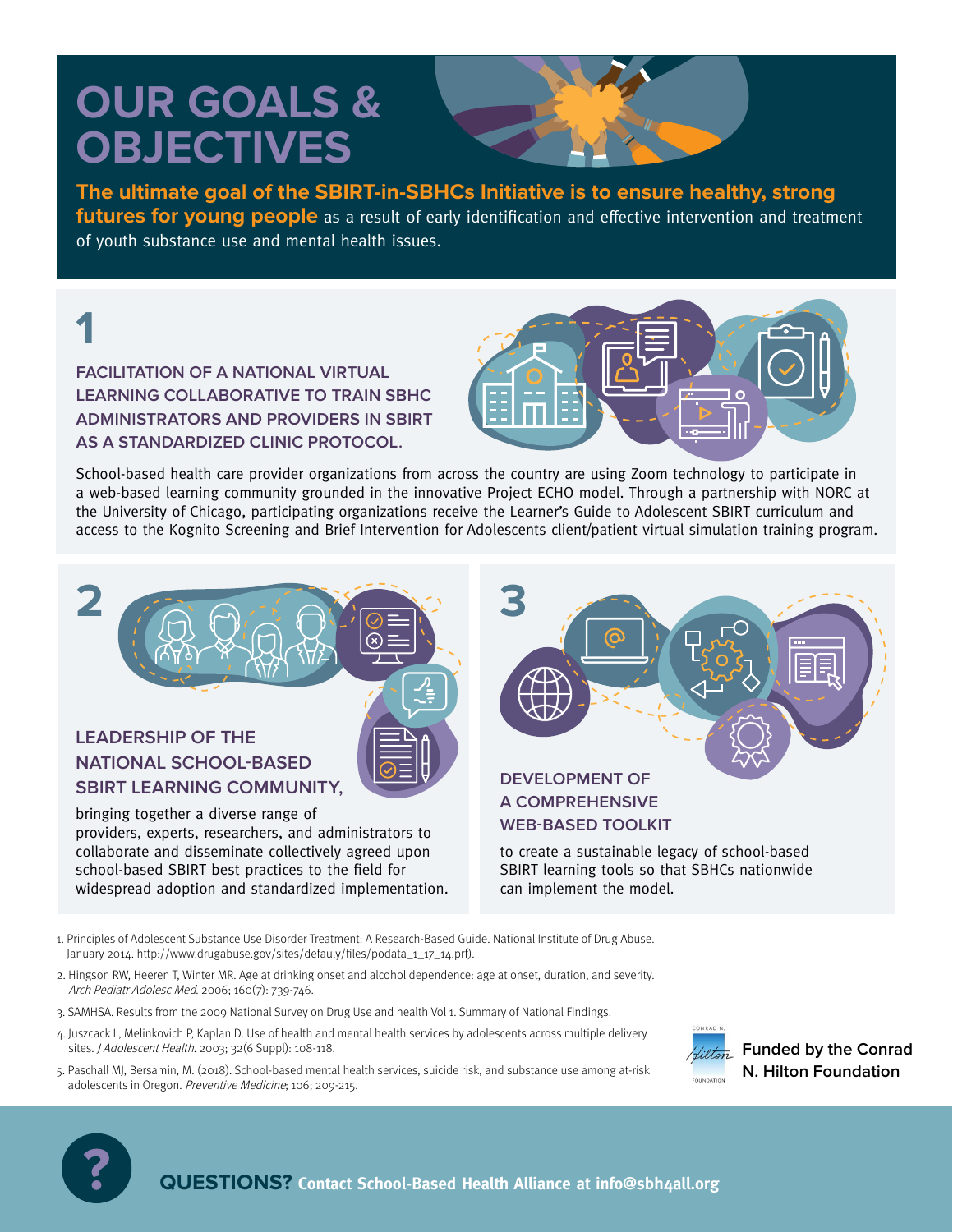# OUR GOALS & OBJECTIVES

**The ultimate goal of the SBIRT-in-SBHCs Initiative is to ensure healthy, strong futures for young people** as a result of early identification and effective intervention and treatment of youth substance use and mental health issues.

## 1

### FACILITATION OF A NATIONAL VIRTUAL LEARNING COLLABORATIVE TO TRAIN SBHC ADMINISTRATORS AND PROVIDERS IN SBIRT AS A STANDARDIZED CLINIC PROTOCOL.

School-based health care provider organizations from across the country are using Zoom technology to participate in a web-based learning community grounded in the innovative Project ECHO model. Through a partnership with NORC at the University of Chicago, participating organizations receive the Learner's Guide to Adolescent SBIRT curriculum and access to the Kognito Screening and Brief Intervention for Adolescents client/patient virtual simulation training program.

## 2

### LEADERSHIP OF THE NATIONAL SCHOOL-BASED SBIRT LEARNING COMMUNITY,

bringing together a diverse range of providers, experts, researchers, and administrators to collaborate and disseminate collectively agreed upon school-based SBIRT best practices to the field for widespread adoption and standardized implementation.

## 3

### DEVELOPMENT OF A COMPREHENSIVE WEB-BASED TOOLKIT

to create a sustainable legacy of school-based SBIRT learning tools so that SBHCs nationwide can implement the model.

1. Principles of Adolescent Substance Use Disorder Treatment: A Research-Based Guide. National Institute of Drug Abuse. January 2014. http://www.drugabuse.gov/sites/defauly/files/podata_1_17_14.prf).
2. Hingson RW, Heeren T, Winter MR. Age at drinking onset and alcohol dependence: age at onset, duration, and severity. *Arch Pediatr Adolesc Med.* 2006; 160(7): 739-746.
3. SAMHSA. Results from the 2009 National Survey on Drug Use and health Vol 1. Summary of National Findings.
4. Juszcack L, Melinkovich P, Kaplan D. Use of health and mental health services by adolescents across multiple delivery sites. *J Adolescent Health.* 2003; 32(6 Suppl): 108-118.
5. Paschall MJ, Bersamin, M. (2018). School-based mental health services, suicide risk, and substance use among at-risk adolescents in Oregon. *Preventive Medicine*; 106; 209-215.

**Funded by the Conrad N. Hilton Foundation**

**QUESTIONS?** **Contact School-Based Health Alliance at info@sbh4all.org**